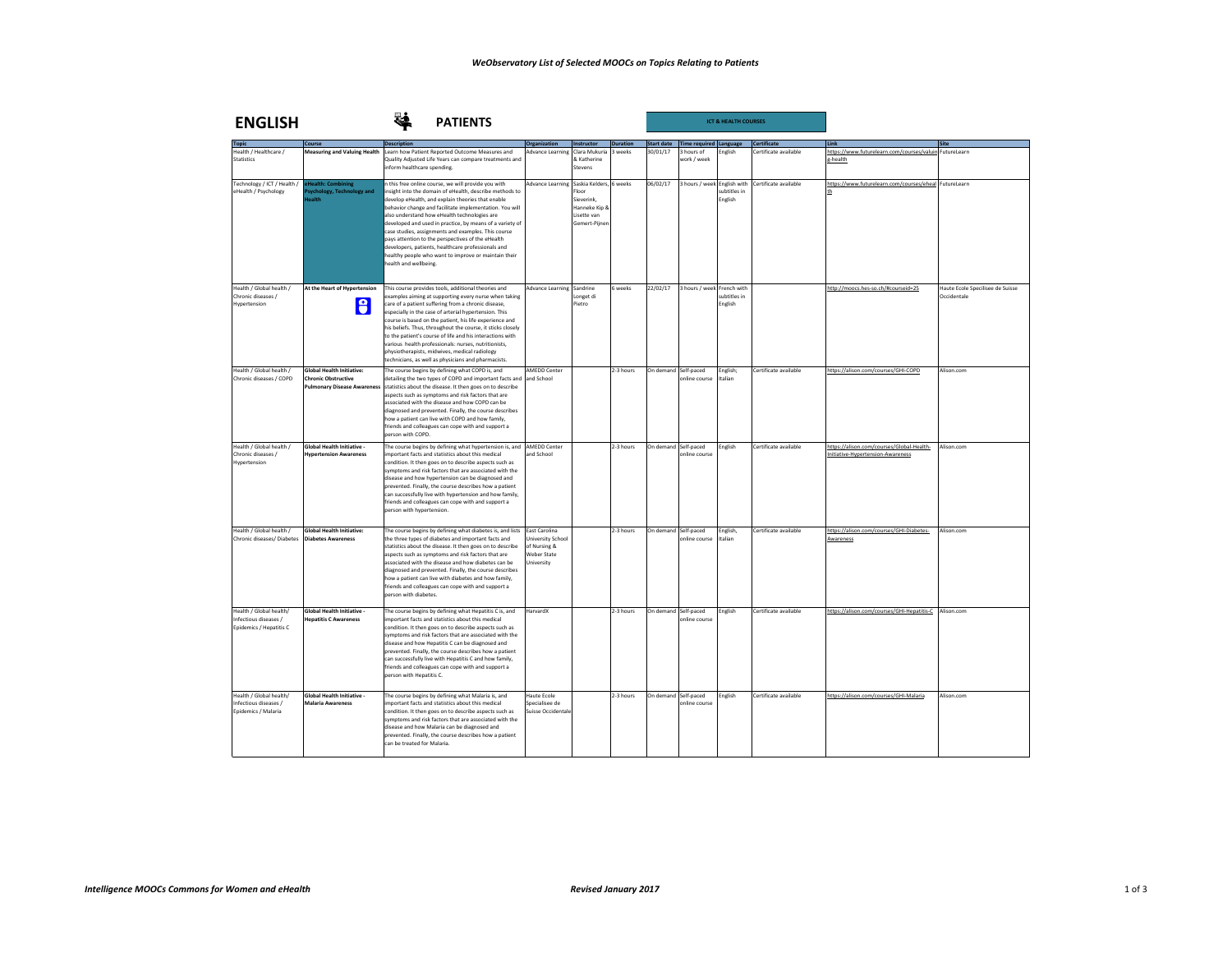*WeObservatory List of Selected MOOCs on Topics Relating to Patients*

# ENGLISH

## PATIENTS

**ICT & HEALTH COURSES**

| Topic | Course | Description | Organization | Instructor | Duration | Start date | Time required | Language | Certificate | Link | Site |
|---|---|---|---|---|---|---|---|---|---|---|---|
| Health / Healthcare / Statistics | **Measuring and Valuing Health** | Learn how Patient Reported Outcome Measures and Quality Adjusted Life Years can compare treatments and inform healthcare spending. | Advance Learning | Clara Mukuria & Katherine Stevens | 3 weeks | 30/01/17 | 3 hours of work / week | English | Certificate available | https://www.futurelearn.com/courses/valuing-health | FutureLearn |
| Technology / ICT / Health / eHealth / Psychology | **eHealth: Combining Psychology, Technology and Health** | In this free online course, we will provide you with insight into the domain of eHealth, describe methods to develop eHealth, and explain theories that enable behavior change and facilitate implementation. You will also understand how eHealth technologies are developed and used in practice, by means of a variety of case studies, assignments and examples. This course pays attention to the perspectives of the eHealth developers, patients, healthcare professionals and healthy people who want to improve or maintain their health and wellbeing. | Advance Learning | Saskia Kelders, Floor Sieverink, Hanneke Kip & Lisette van Gemert-Pijnen | 6 weeks | 06/02/17 | 3 hours / week | English with subtitles in English | Certificate available | https://www.futurelearn.com/courses/ehealth | FutureLearn |
| Health / Global health / Chronic diseases / Hypertension | **At the Heart of Hypertension** | This course provides tools, additional theories and examples aiming at supporting every nurse when taking care of a patient suffering from a chronic disease, especially in the case of arterial hypertension. This course is based on the patient, his life experience and his beliefs. Thus, throughout the course, it sticks closely to the patient's course of life and his interactions with various health professionals: nurses, nutritionists, physiotherapists, midwives, medical radiology technicians, as well as physicians and pharmacists. | Advance Learning | Sandrine Longet di Pietro | 6 weeks | 22/02/17 | 3 hours / week | French with subtitles in English | | http://moocs.hes-so.ch/#courseid=25 | Haute Ecole Specilisee de Suisse Occidentale |
| Health / Global health / Chronic diseases / COPD | **Global Health Initiative: Chronic Obstructive Pulmonary Disease Awareness** | The course begins by defining what COPD is, and detailing the two types of COPD and important facts and statistics about the disease. It then goes on to describe aspects such as symptoms and risk factors that are associated with the disease and how COPD can be diagnosed and prevented. Finally, the course describes how a patient can live with COPD and how family, friends and colleagues can cope with and support a person with COPD. | AMEDD Center and School | | 2-3 hours | On demand | Self-paced online course | English; Italian | Certificate available | https://alison.com/courses/GHI-COPD | Alison.com |
| Health / Global health / Chronic diseases / Hypertension | **Global Health Initiative - Hypertension Awareness** | The course begins by defining what hypertension is, and important facts and statistics about this medical condition. It then goes on to describe aspects such as symptoms and risk factors that are associated with the disease and how hypertension can be diagnosed and prevented. Finally, the course describes how a patient can successfully live with hypertension and how family, friends and colleagues can cope with and support a person with hypertension. | AMEDD Center and School | | 2-3 hours | On demand | Self-paced online course | English | Certificate available | https://alison.com/courses/Global-Health-Initiative-Hypertension-Awareness | Alison.com |
| Health / Global health / Chronic diseases/ Diabetes | **Global Health Initiative: Diabetes Awareness** | The course begins by defining what diabetes is, and lists the three types of diabetes and important facts and statistics about the disease. It then goes on to describe aspects such as symptoms and risk factors that are associated with the disease and how diabetes can be diagnosed and prevented. Finally, the course describes how a patient can live with diabetes and how family, friends and colleagues can cope with and support a person with diabetes. | East Carolina University School of Nursing & Weber State University | | 2-3 hours | On demand | Self-paced online course | English, Italian | Certificate available | https://alison.com/courses/GHI-Diabetes-Awareness | Alison.com |
| Health / Global health/ Infectious diseases / Epidemics / Hepatitis C | **Global Health Initiative - Hepatitis C Awareness** | The course begins by defining what Hepatitis C is, and important facts and statistics about this medical condition. It then goes on to describe aspects such as symptoms and risk factors that are associated with the disease and how Hepatitis C can be diagnosed and prevented. Finally, the course describes how a patient can successfully live with Hepatitis C and how family, friends and colleagues can cope with and support a person with Hepatitis C. | HarvardX | | 2-3 hours | On demand | Self-paced online course | English | Certificate available | https://alison.com/courses/GHI-Hepatitis-C | Alison.com |
| Health / Global health/ Infectious diseases / Epidemics / Malaria | **Global Health Initiative - Malaria Awareness** | The course begins by defining what Malaria is, and important facts and statistics about this medical condition. It then goes on to describe aspects such as symptoms and risk factors that are associated with the disease and how Malaria can be diagnosed and prevented. Finally, the course describes how a patient can be treated for Malaria. | Haute Ecole Specialisee de Suisse Occidentale | | 2-3 hours | On demand | Self-paced online course | English | Certificate available | https://alison.com/courses/GHI-Malaria | Alison.com |

*Intelligence MOOCs Commons for Women and eHealth* — *Revised January 2017*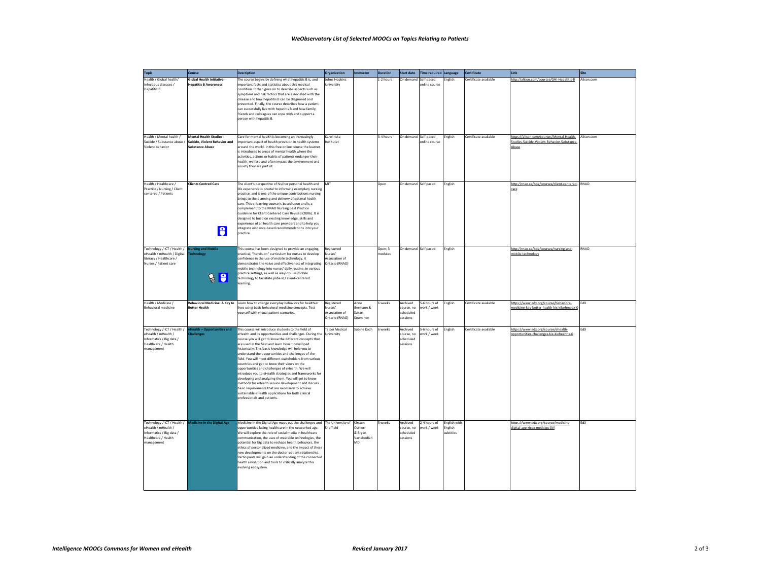*WeObservatory List of Selected MOOCs on Topics Relating to Patients*

| Topic | Course | Description | Organization | Instructor | Duration | Start date | Time required | Language | Certificate | Link | Site |
|---|---|---|---|---|---|---|---|---|---|---|---|
| Health / Global health/ Infectious diseases / Hepatitis B | **Global Health Initiative - Hepatitis B Awareness** | The course begins by defining what hepatitis B is, and important facts and statistics about this medical condition. It then goes on to describe aspects such as symptoms and risk factors that are associated with the disease and how hepatitis B can be diagnosed and prevented. Finally, the course describes how a patient can successfully live with hepatitis B and how family, friends and colleagues can cope with and support a person with hepatitis B. | Johns Hopkins University | | 1-2 hours | On demand | Self-paced online course | English | Certificate available | http://alison.com/courses/GHI-Hepatitis-B | Alison.com |
| Health / Mental health / Suicide / Substance abuse / Violent behavior | **Mental Health Studies - Suicide, Violent Behavior and Substance Abuse** | Care for mental health is becoming an increasingly important aspect of health provision in health systems around the world. In this free online course the learner is introduced to areas of mental health where the activities, actions or habits of patients endanger their health, welfare and often impact the environment and society they are part of. | Karolinska Institutet | | 3-4 hours | On demand | Self-paced online course | English | Certificate available | https://alison.com/courses/Mental-Health-Studies-Suicide-Violent-Behavior-Substance-Abuse | Alison.com |
| Health / Healthcare / Practice / Nursing / Client centered / Patients | **Clients Centred Care** | The client's perspective of his/her personal health and life experience is pivotal to informing exemplary nursing practice, and is one of the unique contributions nursing brings to the planning and delivery of optimal health care. This e-learning course is based upon and is a complement to the RNAO Nursing Best Practice Guideline for Client Centered Care Revised (2006). It is designed to build on existing knowledge, skills and experience of all health care providers and to help you integrate evidence-based recommendations into your practice. | MIT | | Open | On demand | Self paced | English | | http://rnao.ca/bpg/courses/client-centered-care | RNAO |
| Technology / ICT / Health / eHealth / mHealth / Digital literacy / Healthcare / Nurses / Patient care | **Nursing and Mobile Technology** | This course has been designed to provide an engaging, practical, "hands-on" curriculum for nurses to develop confidence in the use of mobile technology. It demonstrates the value and effectiveness of integrating mobile technology into nurses' daily routine, in various practice settings, as well as ways to use mobile technology to facilitate patient / client-centered learning. | Registered Nurses' Association of Ontario (RNAO) | | Open: 3 modules | On demand | Self paced | English | | http://rnao.ca/bpg/courses/nursing-and-mobile-technology | RNAO |
| Health / Medicine / Behavioral medicine | **Behavioral Medicine: A Key to Better Health** | Learn how to change everyday behaviors for healthier lives using basic behavioral medicine concepts. Test yourself with virtual patient scenarios. | Registered Nurses' Association of Ontario (RNAO) | Anne Bermann & Sakari Souminen | 6 weeks | Archived course, no scheduled sessions | 5-6 hours of work / week | English | Certificate available | https://www.edx.org/course/behavioral-medicine-key-better-health-kix-kibehmedx-0 | EdX |
| Technology / ICT / Health / eHealth / mHealth / Informatics / Big data / Healthcare / Health management | **eHealth – Opportunities and Challenges** | This course will introduce students to the field of eHealth and its opportunities and challenges. During the course you will get to know the different concepts that are used in the field and learn how it developed historically. This basic knowledge will help you to understand the opportunities and challenges of the field. You will meet different stakeholders from various countries and get to know their views on the opportunities and challenges of eHealth. We will introduce you to eHealth strategies and frameworks for developing and analyzing them. You will get to know methods for eHealth service development and discuss basic requirements that are necessary to achieve sustainable eHealth applications for both clinical professionals and patients. | Taipei Medical University | Sabine Koch | 6 weeks | Archived course, no scheduled sessions | 5-6 hours of work / week | English | Certificate available | https://www.edx.org/course/ehealth-opportunities-challenges-kix-kiehealthx-0 | EdX |
| Technology / ICT / Health / eHealth / mHealth / Informatics / Big data / Healthcare / Health management | **Medicine in the Digital Age** | Medicine in the Digital Age maps out the challenges and opportunities facing healthcare in the networked age. We will explore the role of social media in healthcare communication, the uses of wearable technologies, the potential for big data to reshape health behaviors, the ethics of personalized medicine, and the impact of these new developments on the doctor-patient relationship. Participants will gain an understanding of the connected health revolution and tools to critically analyze this evolving ecosystem. | The University of Sheffield | Kirsten Ostherr & Bryan Vartabedian MD | 5 weeks | Archived course, no scheduled sessions | 2-4 hours of work / week | English with English subtitles | | https://www.edx.org/course/medicine-digital-age-ricex-meddigx-0#! | EdX |

***Intelligence MOOCs Commons for Women and eHealth*** ***Revised January 2017***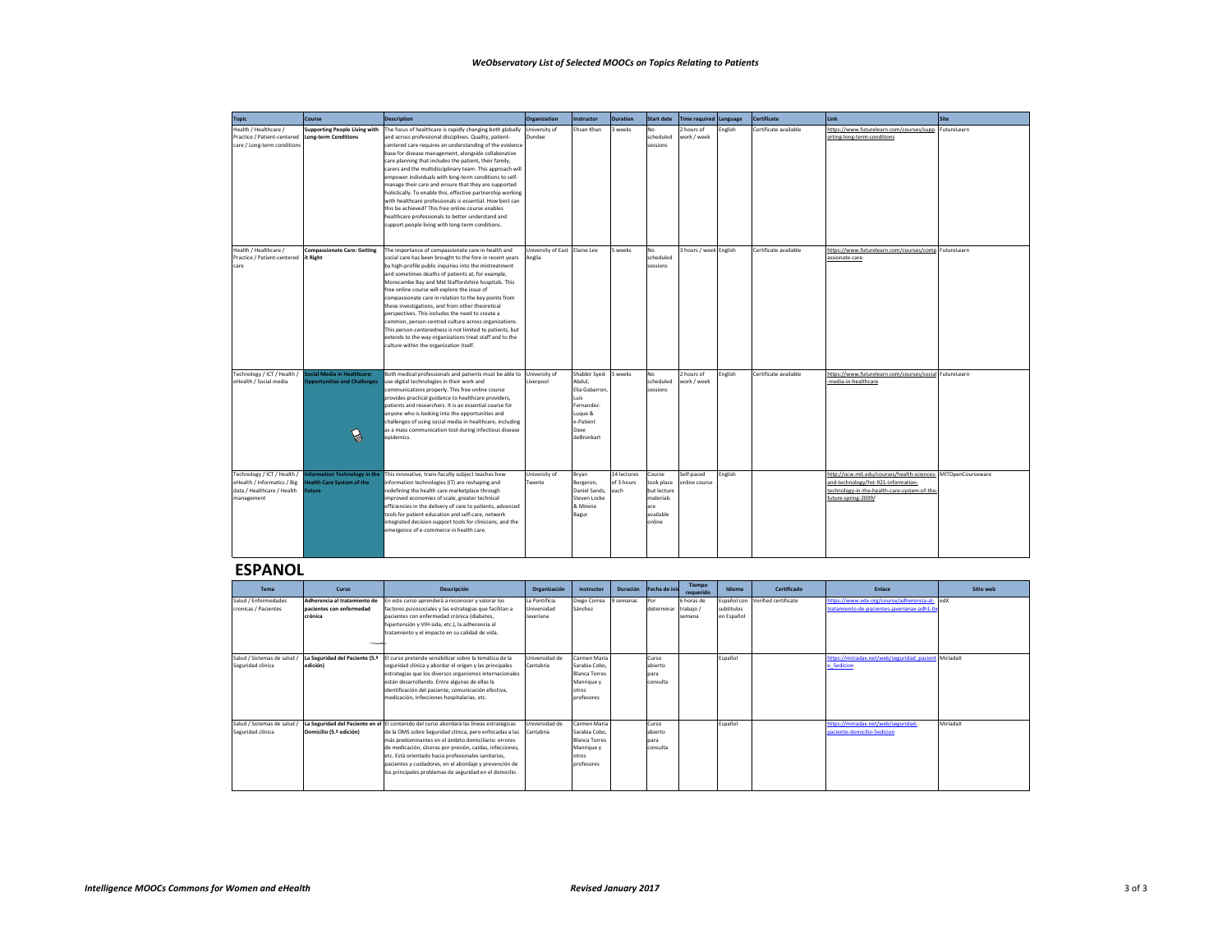*WeObservatory List of Selected MOOCs on Topics Relating to Patients*

| Topic | Course | Description | Organization | Instructor | Duration | Start date | Time required | Language | Certificate | Link | Site |
|---|---|---|---|---|---|---|---|---|---|---|---|
| Health / Healthcare / Practice / Patient-centered care / Long-term conditions | **Supporting People Living with Long-term Conditions** | The focus of healthcare is rapidly changing both globally and across professional disciplines. Quality, patient-centered care requires an understanding of the evidence base for disease management, alongside collaborative care planning that includes the patient, their family, carers and the multidisciplinary team. This approach will empower individuals with long-term conditions to self-manage their care and ensure that they are supported holistically. To enable this, effective partnership working with healthcare professionals is essential. How best can this be achieved? This free online course enables healthcare professionals to better understand and support people living with long-term conditions. | University of Dundee | Ehsan Khan | 3 weeks | No scheduled sessions | 2 hours of work / week | English | Certificate available | https://www.futurelearn.com/courses/supporting-long-term-conditions | FutureLearn |
| Health / Healthcare / Practice / Patient-centered care | **Compassionate Care: Getting it Right** | The importance of compassionate care in health and social care has been brought to the fore in recent years by high-profile public inquiries into the mistreatment and sometimes deaths of patients at, for example, Morecambe Bay and Mid Staffordshire hospitals. This free online course will explore the issue of compassionate care in relation to the key points from these investigations, and from other theoretical perspectives. This includes the need to create a common, person-centred culture across organizations. This person-centeredness is not limited to patients, but extends to the way organizations treat staff and to the culture within the organization itself. | University of East Anglia | Elaine Lee | 5 weeks | No scheduled sessions | 3 hours / week | English | Certificate available | https://www.futurelearn.com/courses/compassionate-care | FutureLearn |
| Technology / ICT / Health / eHealth / Social media | **Social Media in Healthcare: Opportunities and Challenges** | Both medical professionals and patients must be able to use digital technologies in their work and communications properly. This free online course provides practical guidance to healthcare providers, patients and researchers. It is an essential course for anyone who is looking into the opportunities and challenges of using social media in healthcare, including as a mass communication tool during infectious disease epidemics. | University of Liverpool | Shabbir Syed-Abdul, Elia Gabarron, Luis Fernandez-Luque & e-Patient Dave deBronkart | 5 weeks | No scheduled sessions | 2 hours of work / week | English | Certificate available | https://www.futurelearn.com/courses/social-media-in-healthcare | FutureLearn |
| Technology / ICT / Health / eHealth / Informatics / Big data / Healthcare / Health management | **Information Technology in the Health Care System of the Future** | This innovative, trans-faculty subject teaches how information technologies (IT) are reshaping and redefining the health care marketplace through improved economies of scale, greater technical efficiencies in the delivery of care to patients, advanced tools for patient education and self-care, network integrated decision support tools for clinicians, and the emergence of e-commerce in health care. | University of Twente | Bryan Bergeron, Daniel Sands, Steven Locke & Mirena Bagur | 14 lectures of 3 hours each | Course took place but lecture materials are available online | Self-paced online course | English | | http://ocw.mit.edu/courses/health-sciences-and-technology/hst-921-information-technology-in-the-health-care-system-of-the-future-spring-2009/ | MITOpenCourseware |

## ESPANOL

| Tema | Curso | Descripción | Organización | instructor | Duración | Fecha de inicio | Tiempo requerido | Idioma | Certificado | Enlace | Sitio web |
|---|---|---|---|---|---|---|---|---|---|---|---|
| Salud / Enfermedades cronicas / Pacientes | **Adherencia al tratamiento de pacientes con enfermedad crónica** | En este curso aprenderá a reconocer y valorar los factores psicosociales y las estrategias que facilitan a pacientes con enfermedad crónica (diabetes, hipertensión y VIH-sida, etc.), la adherencia al tratamiento y el impacto en su calidad de vida. | La Pontificia Universidad Javeriana | Diego Correa Sánchez | 9 semanas | Por determinar | 6 horas de trabajo / semana | Español con subtítulos en Español | Verified certificate | https://www.edx.org/course/adherencia-al-tratamiento-de-pacientes-javerianax-adh1-0x | edX |
| Salud / Sistemas de salud / Seguridad clínica | **La Seguridad del Paciente (5.ª edición)** | El curso pretende sensibilizar sobre la temática de la seguridad clínica y abordar el origen y las principales estrategias que los diversos organismos internacionales están desarrollando. Entre algunas de ellas la identificación del paciente, comunicación efectiva, medicación, infecciones hospitalarias, etc. | Universidad de Cantabria | Carmen María Sarabia Cobo, Blanca Torres Manrique y otros profesores | | Curso abierto para consulta | | Español | | https://miriadax.net/web/seguridad_paciente_5edicion | MiriadaX |
| Salud / Sistemas de salud / Seguridad clínica | **La Seguridad del Paciente en el Domicilio (5.ª edición)** | El contenido del curso abordará las líneas estratégicas de la OMS sobre Seguridad clínica, pero enfocadas a las más predominantes en el ámbito domiciliario: errores de medicación, úlceras por presión, caídas, infecciones, etc. Está orientado hacia profesionales sanitarios, pacientes y cuidadores, en el abordaje y prevención de los principales problemas de seguridad en el domicilio. | Universidad de Cantabria | Carmen María Sarabia Cobo, Blanca Torres Manrique y otros profesores | | Curso abierto para consulta | | Español | | https://miriadax.net/web/seguridad-paciente-domicilio-5edicion | MiriadaX |

*Intelligence MOOCs Commons for Women and eHealth* *Revised January 2017*